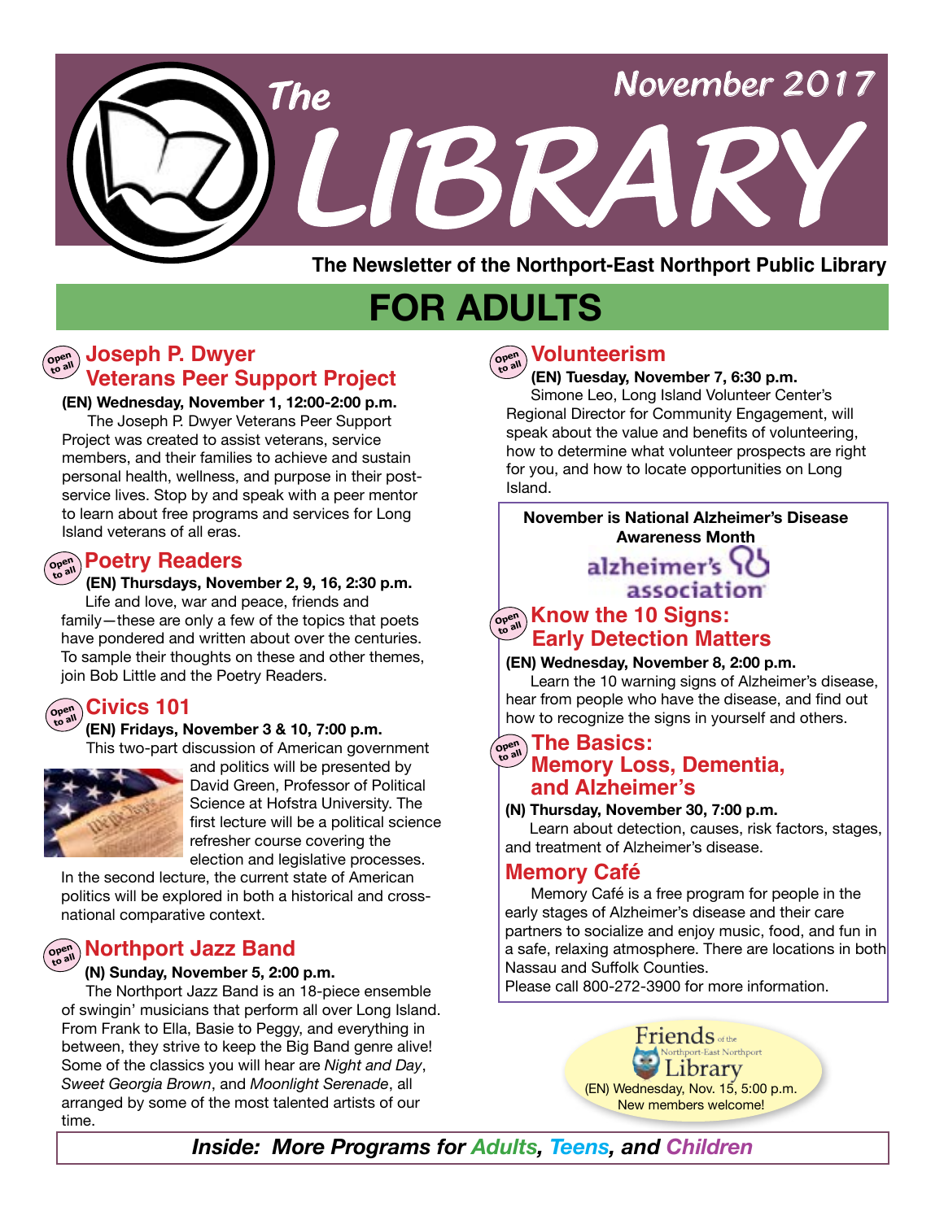# The LIBRARY

November 2017

**The Newsletter of the Northport-East Northport Public Library**

# FOR ADULTS

## Joseph P. Dwyer Veterans Peer Support Project

Open to all

**(EN) Wednesday, November 1, 12:00-2:00 p.m.**

The Joseph P. Dwyer Veterans Peer Support Project was created to assist veterans, service members, and their families to achieve and sustain personal health, wellness, and purpose in their post-service lives. Stop by and speak with a peer mentor to learn about free programs and services for Long Island veterans of all eras.

## Poetry Readers

Open to all

**(EN) Thursdays, November 2, 9, 16, 2:30 p.m.**

Life and love, war and peace, friends and family—these are only a few of the topics that poets have pondered and written about over the centuries. To sample their thoughts on these and other themes, join Bob Little and the Poetry Readers.

## Civics 101

Open to all

**(EN) Fridays, November 3 & 10, 7:00 p.m.**

This two-part discussion of American government and politics will be presented by David Green, Professor of Political Science at Hofstra University. The first lecture will be a political science refresher course covering the election and legislative processes. In the second lecture, the current state of American politics will be explored in both a historical and cross-national comparative context.

## Northport Jazz Band

Open to all

**(N) Sunday, November 5, 2:00 p.m.**

The Northport Jazz Band is an 18-piece ensemble of swingin' musicians that perform all over Long Island. From Frank to Ella, Basie to Peggy, and everything in between, they strive to keep the Big Band genre alive! Some of the classics you will hear are *Night and Day*, *Sweet Georgia Brown*, and *Moonlight Serenade*, all arranged by some of the most talented artists of our time.

## Volunteerism

Open to all

**(EN) Tuesday, November 7, 6:30 p.m.**

Simone Leo, Long Island Volunteer Center's Regional Director for Community Engagement, will speak about the value and benefits of volunteering, how to determine what volunteer prospects are right for you, and how to locate opportunities on Long Island.

**November is National Alzheimer's Disease Awareness Month**

alzheimer's association

## Know the 10 Signs: Early Detection Matters

Open to all

**(EN) Wednesday, November 8, 2:00 p.m.**

Learn the 10 warning signs of Alzheimer's disease, hear from people who have the disease, and find out how to recognize the signs in yourself and others.

## The Basics: Memory Loss, Dementia, and Alzheimer's

Open to all

**(N) Thursday, November 30, 7:00 p.m.**

Learn about detection, causes, risk factors, stages, and treatment of Alzheimer's disease.

## Memory Café

Memory Café is a free program for people in the early stages of Alzheimer's disease and their care partners to socialize and enjoy music, food, and fun in a safe, relaxing atmosphere. There are locations in both Nassau and Suffolk Counties.

Please call 800-272-3900 for more information.

**Friends of the Northport-East Northport Library**

(EN) Wednesday, Nov. 15, 5:00 p.m.
New members welcome!

***Inside: More Programs for Adults, Teens, and Children***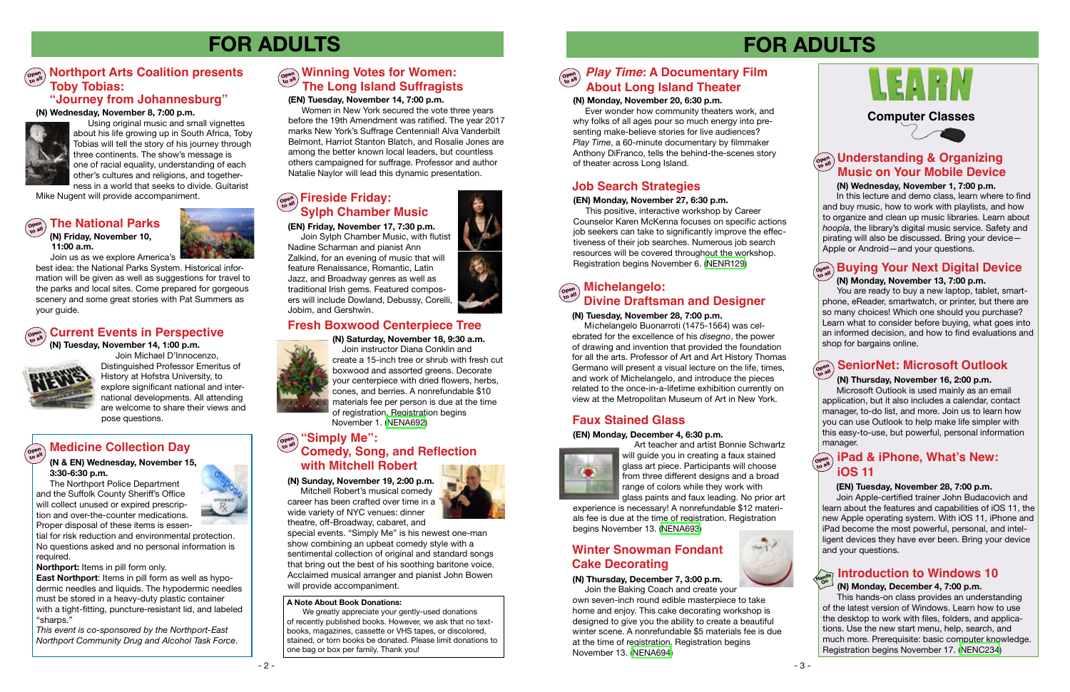# FOR ADULTS

## Northport Arts Coalition presents Toby Tobias: "Journey from Johannesburg"

**(N) Wednesday, November 8, 7:00 p.m.**

Using original music and small vignettes about his life growing up in South Africa, Toby Tobias will tell the story of his journey through three continents. The show's message is one of racial equality, understanding of each other's cultures and religions, and togetherness in a world that seeks to divide. Guitarist Mike Nugent will provide accompaniment.

## The National Parks

**(N) Friday, November 10, 11:00 a.m.**

Join us as we explore America's best idea: the National Parks System. Historical information will be given as well as suggestions for travel to the parks and local sites. Come prepared for gorgeous scenery and some great stories with Pat Summers as your guide.

## Current Events in Perspective

**(N) Tuesday, November 14, 1:00 p.m.**

Join Michael D'Innocenzo, Distinguished Professor Emeritus of History at Hofstra University, to explore significant national and international developments. All attending are welcome to share their views and pose questions.

## Medicine Collection Day

**(N & EN) Wednesday, November 15, 3:30-6:30 p.m.**

The Northport Police Department and the Suffolk County Sheriff's Office will collect unused or expired prescription and over-the-counter medications. Proper disposal of these items is essential for risk reduction and environmental protection. No questions asked and no personal information is required.

**Northport:** Items in pill form only.

**East Northport**: Items in pill form as well as hypodermic needles and liquids. The hypodermic needles must be stored in a heavy-duty plastic container with a tight-fitting, puncture-resistant lid, and labeled "sharps."

*This event is co-sponsored by the Northport-East Northport Community Drug and Alcohol Task Force.*

## Winning Votes for Women: The Long Island Suffragists

**(EN) Tuesday, November 14, 7:00 p.m.**

Women in New York secured the vote three years before the 19th Amendment was ratified. The year 2017 marks New York's Suffrage Centennial! Alva Vanderbilt Belmont, Harriot Stanton Blatch, and Rosalie Jones are among the better known local leaders, but countless others campaigned for suffrage. Professor and author Natalie Naylor will lead this dynamic presentation.

## Fireside Friday: Sylph Chamber Music

**(EN) Friday, November 17, 7:30 p.m.**

Join Sylph Chamber Music, with flutist Nadine Scharman and pianist Ann Zalkind, for an evening of music that will feature Renaissance, Romantic, Latin Jazz, and Broadway genres as well as traditional Irish gems. Featured composers will include Dowland, Debussy, Corelli, Jobim, and Gershwin.

## Fresh Boxwood Centerpiece Tree

**(N) Saturday, November 18, 9:30 a.m.**

Join instructor Diana Conklin and create a 15-inch tree or shrub with fresh cut boxwood and assorted greens. Decorate your centerpiece with dried flowers, herbs, cones, and berries. A nonrefundable $10 materials fee per person is due at the time of registration. Registration begins November 1. (NENA692)

## "Simply Me": Comedy, Song, and Reflection with Mitchell Robert

**(N) Sunday, November 19, 2:00 p.m.**

Mitchell Robert's musical comedy career has been crafted over time in a wide variety of NYC venues: dinner theatre, off-Broadway, cabaret, and special events. "Simply Me" is his newest one-man show combining an upbeat comedy style with a sentimental collection of original and standard songs that bring out the best of his soothing baritone voice. Acclaimed musical arranger and pianist John Bowen will provide accompaniment.

**A Note About Book Donations:**

We greatly appreciate your gently-used donations of recently published books. However, we ask that no textbooks, magazines, cassette or VHS tapes, or discolored, stained, or torn books be donated. Please limit donations to one bag or box per family. Thank you!

## *Play Time*: A Documentary Film About Long Island Theater

**(N) Monday, November 20, 6:30 p.m.**

Ever wonder how community theaters work, and why folks of all ages pour so much energy into presenting make-believe stories for live audiences? *Play Time*, a 60-minute documentary by filmmaker Anthony DiFranco, tells the behind-the-scenes story of theater across Long Island.

## Job Search Strategies

**(EN) Monday, November 27, 6:30 p.m.**

This positive, interactive workshop by Career Counselor Karen McKenna focuses on specific actions job seekers can take to significantly improve the effectiveness of their job searches. Numerous job search resources will be covered throughout the workshop. Registration begins November 6. (NENR129)

## Michelangelo: Divine Draftsman and Designer

**(N) Tuesday, November 28, 7:00 p.m.**

Michelangelo Buonarroti (1475-1564) was celebrated for the excellence of his *disegno*, the power of drawing and invention that provided the foundation for all the arts. Professor of Art and Art History Thomas Germano will present a visual lecture on the life, times, and work of Michelangelo, and introduce the pieces related to the once-in-a-lifetime exhibition currently on view at the Metropolitan Museum of Art in New York.

## Faux Stained Glass

**(EN) Monday, December 4, 6:30 p.m.**

Art teacher and artist Bonnie Schwartz will guide you in creating a faux stained glass art piece. Participants will choose from three different designs and a broad range of colors while they work with glass paints and faux leading. No prior art experience is necessary! A nonrefundable $12 materials fee is due at the time of registration. Registration begins November 13. (NENA693)

## Winter Snowman Fondant Cake Decorating

**(N) Thursday, December 7, 3:00 p.m.**

Join the Baking Coach and create your own seven-inch round edible masterpiece to take home and enjoy. This cake decorating workshop is designed to give you the ability to create a beautiful winter scene. A nonrefundable $5 materials fee is due at the time of registration. Registration begins November 13. (NENA694)

# LEARN

## Computer Classes

### Understanding & Organizing Music on Your Mobile Device

**(N) Wednesday, November 1, 7:00 p.m.**

In this lecture and demo class, learn where to find and buy music, how to work with playlists, and how to organize and clean up music libraries. Learn about *hoopla*, the library's digital music service. Safety and pirating will also be discussed. Bring your device—Apple or Android—and your questions.

### Buying Your Next Digital Device

**(N) Monday, November 13, 7:00 p.m.**

You are ready to buy a new laptop, tablet, smartphone, eReader, smartwatch, or printer, but there are so many choices! Which one should you purchase? Learn what to consider before buying, what goes into an informed decision, and how to find evaluations and shop for bargains online.

### SeniorNet: Microsoft Outlook

**(N) Thursday, November 16, 2:00 p.m.**

Microsoft Outlook is used mainly as an email application, but it also includes a calendar, contact manager, to-do list, and more. Join us to learn how you can use Outlook to help make life simpler with this easy-to-use, but powerful, personal information manager.

### iPad & iPhone, What's New: iOS 11

**(EN) Tuesday, November 28, 7:00 p.m.**

Join Apple-certified trainer John Budacovich and learn about the features and capabilities of iOS 11, the new Apple operating system. With iOS 11, iPhone and iPad become the most powerful, personal, and intelligent devices they have ever been. Bring your device and your questions.

### Introduction to Windows 10

**(N) Monday, December 4, 7:00 p.m.**

This hands-on class provides an understanding of the latest version of Windows. Learn how to use the desktop to work with files, folders, and applications. Use the new start menu, help, search, and much more. Prerequisite: basic computer knowledge. Registration begins November 17. (NENC234)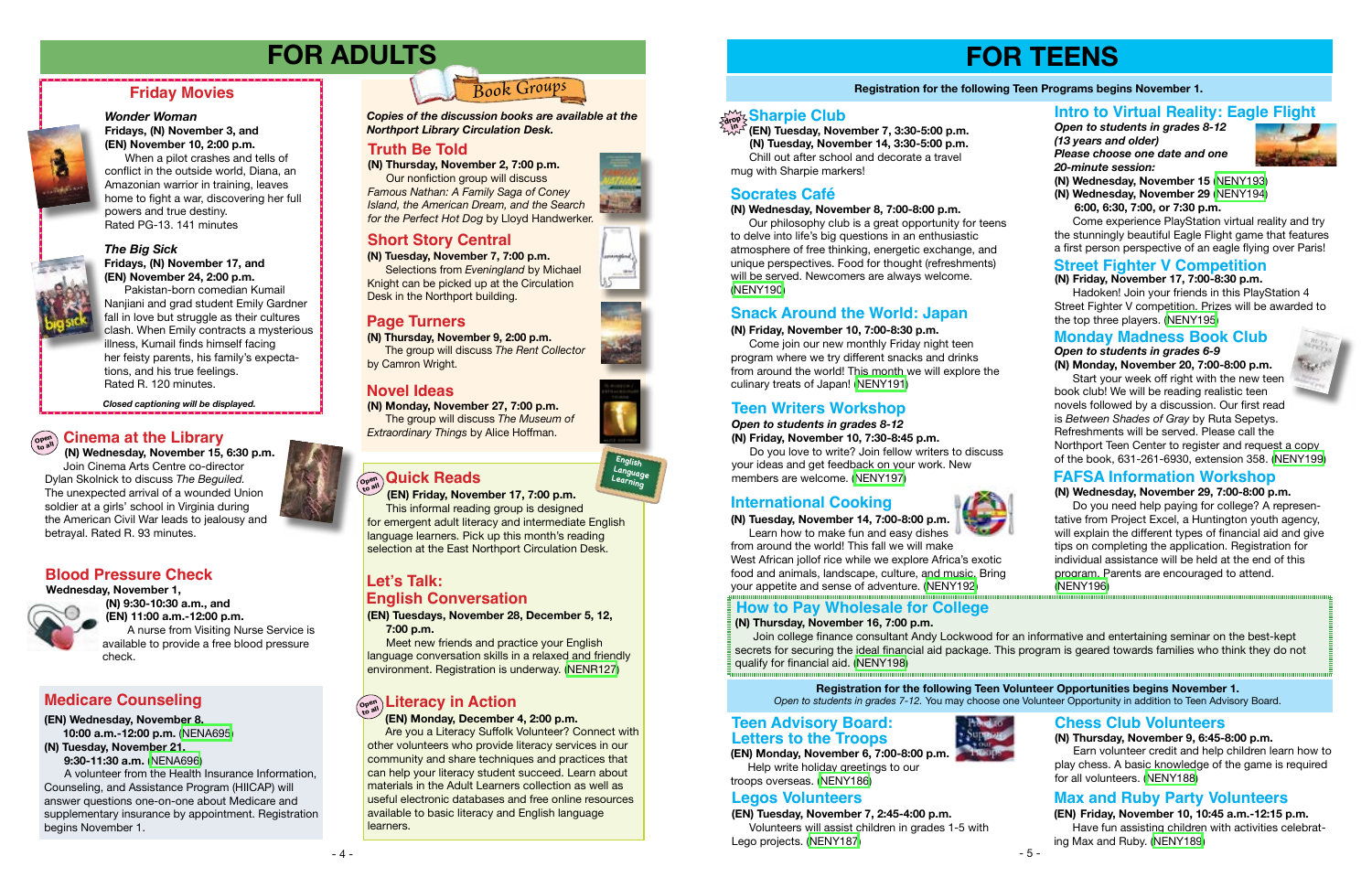# FOR ADULTS

## Friday Movies

**Wonder Woman**
**Fridays, (N) November 3, and**
**(EN) November 10, 2:00 p.m.**
When a pilot crashes and tells of conflict in the outside world, Diana, an Amazonian warrior in training, leaves home to fight a war, discovering her full powers and true destiny.
Rated PG-13. 141 minutes

**The Big Sick**
**Fridays, (N) November 17, and**
**(EN) November 24, 2:00 p.m.**
Pakistan-born comedian Kumail Nanjiani and grad student Emily Gardner fall in love but struggle as their cultures clash. When Emily contracts a mysterious illness, Kumail finds himself facing her feisty parents, his family's expectations, and his true feelings.
Rated R. 120 minutes.

*Closed captioning will be displayed.*

## Cinema at the Library

Open to all

**(N) Wednesday, November 15, 6:30 p.m.**
Join Cinema Arts Centre co-director Dylan Skolnick to discuss *The Beguiled.* The unexpected arrival of a wounded Union soldier at a girls' school in Virginia during the American Civil War leads to jealousy and betrayal. Rated R. 93 minutes.

## Blood Pressure Check

**Wednesday, November 1,**
**(N) 9:30-10:30 a.m., and**
**(EN) 11:00 a.m.-12:00 p.m.**
A nurse from Visiting Nurse Service is available to provide a free blood pressure check.

## Medicare Counseling

**(EN) Wednesday, November 8,**
**10:00 a.m.-12:00 p.m.** (NENA695)
**(N) Tuesday, November 21,**
**9:30-11:30 a.m.** (NENA696)
A volunteer from the Health Insurance Information, Counseling, and Assistance Program (HIICAP) will answer questions one-on-one about Medicare and supplementary insurance by appointment. Registration begins November 1.

## Book Groups

***Copies of the discussion books are available at the Northport Library Circulation Desk.***

## Truth Be Told

**(N) Thursday, November 2, 7:00 p.m.**
Our nonfiction group will discuss *Famous Nathan: A Family Saga of Coney Island, the American Dream, and the Search for the Perfect Hot Dog* by Lloyd Handwerker.

## Short Story Central

**(N) Tuesday, November 7, 7:00 p.m.**
Selections from *Evening­land* by Michael Knight can be picked up at the Circulation Desk in the Northport building.

## Page Turners

**(N) Thursday, November 9, 2:00 p.m.**
The group will discuss *The Rent Collector* by Camron Wright.

## Novel Ideas

**(N) Monday, November 27, 7:00 p.m.**
The group will discuss *The Museum of Extraordinary Things* by Alice Hoffman.

## Quick Reads

Open to all — English Language Learning

**(EN) Friday, November 17, 7:00 p.m.**
This informal reading group is designed for emergent adult literacy and intermediate English language learners. Pick up this month's reading selection at the East Northport Circulation Desk.

## Let's Talk: English Conversation

**(EN) Tuesdays, November 28, December 5, 12, 7:00 p.m.**
Meet new friends and practice your English language conversation skills in a relaxed and friendly environment. Registration is underway. (NENR127)

## Literacy in Action

Open to all

**(EN) Monday, December 4, 2:00 p.m.**
Are you a Literacy Suffolk Volunteer? Connect with other volunteers who provide literacy services in our community and share techniques and practices that can help your literacy student succeed. Learn about materials in the Adult Learners collection as well as useful electronic databases and free online resources available to basic literacy and English language learners.

# FOR TEENS

**Registration for the following Teen Programs begins November 1.**

## Sharpie Club

Drop in

**(EN) Tuesday, November 7, 3:30-5:00 p.m.**
**(N) Tuesday, November 14, 3:30-5:00 p.m.**
Chill out after school and decorate a travel mug with Sharpie markers!

## Socrates Café

**(N) Wednesday, November 8, 7:00-8:00 p.m.**
Our philosophy club is a great opportunity for teens to delve into life's big questions in an enthusiastic atmosphere of free thinking, energetic exchange, and unique perspectives. Food for thought (refreshments) will be served. Newcomers are always welcome. (NENY190)

## Snack Around the World: Japan

**(N) Friday, November 10, 7:00-8:30 p.m.**
Come join our new monthly Friday night teen program where we try different snacks and drinks from around the world! This month we will explore the culinary treats of Japan! (NENY191)

## Teen Writers Workshop

***Open to students in grades 8-12***
**(N) Friday, November 10, 7:30-8:45 p.m.**
Do you love to write? Join fellow writers to discuss your ideas and get feedback on your work. New members are welcome. (NENY197)

## International Cooking

**(N) Tuesday, November 14, 7:00-8:00 p.m.**
Learn how to make fun and easy dishes from around the world! This fall we will make West African jollof rice while we explore Africa's exotic food and animals, landscape, culture, and music. Bring your appetite and sense of adventure. (NENY192)

## Intro to Virtual Reality: Eagle Flight

***Open to students in grades 8-12 (13 years and older)***
***Please choose one date and one 20-minute session:***
**(N) Wednesday, November 15** (NENY193)
**(N) Wednesday, November 29** (NENY194)
**6:00, 6:30, 7:00, or 7:30 p.m.**
Come experience PlayStation virtual reality and try the stunningly beautiful Eagle Flight game that features a first person perspective of an eagle flying over Paris!

## Street Fighter V Competition

**(N) Friday, November 17, 7:00-8:30 p.m.**
Hadoken! Join your friends in this PlayStation 4 Street Fighter V competition. Prizes will be awarded to the top three players. (NENY195)

## Monday Madness Book Club

***Open to students in grades 6-9***
**(N) Monday, November 20, 7:00-8:00 p.m.**
Start your week off right with the new teen book club! We will be reading realistic teen novels followed by a discussion. Our first read is *Between Shades of Gray* by Ruta Sepetys. Refreshments will be served. Please call the Northport Teen Center to register and request a copy of the book, 631-261-6930, extension 358. (NENY199)

## FAFSA Information Workshop

**(N) Wednesday, November 29, 7:00-8:00 p.m.**
Do you need help paying for college? A representative from Project Excel, a Huntington youth agency, will explain the different types of financial aid and give tips on completing the application. Registration for individual assistance will be held at the end of this program. Parents are encouraged to attend. (NENY196)

## How to Pay Wholesale for College

**(N) Thursday, November 16, 7:00 p.m.**
Join college finance consultant Andy Lockwood for an informative and entertaining seminar on the best-kept secrets for securing the ideal financial aid package. This program is geared towards families who think they do not qualify for financial aid. (NENY198)

**Registration for the following Teen Volunteer Opportunities begins November 1.**
*Open to students in grades 7-12.* You may choose one Volunteer Opportunity in addition to Teen Advisory Board.

## Teen Advisory Board: Letters to the Troops

**(EN) Monday, November 6, 7:00-8:00 p.m.**
Help write holiday greetings to our troops overseas. (NENY186)

## Legos Volunteers

**(EN) Tuesday, November 7, 2:45-4:00 p.m.**
Volunteers will assist children in grades 1-5 with Lego projects. (NENY187)

## Chess Club Volunteers

**(N) Thursday, November 9, 6:45-8:00 p.m.**
Earn volunteer credit and help children learn how to play chess. A basic knowledge of the game is required for all volunteers. (NENY188)

## Max and Ruby Party Volunteers

**(EN) Friday, November 10, 10:45 a.m.-12:15 p.m.**
Have fun assisting children with activities celebrating Max and Ruby. (NENY189)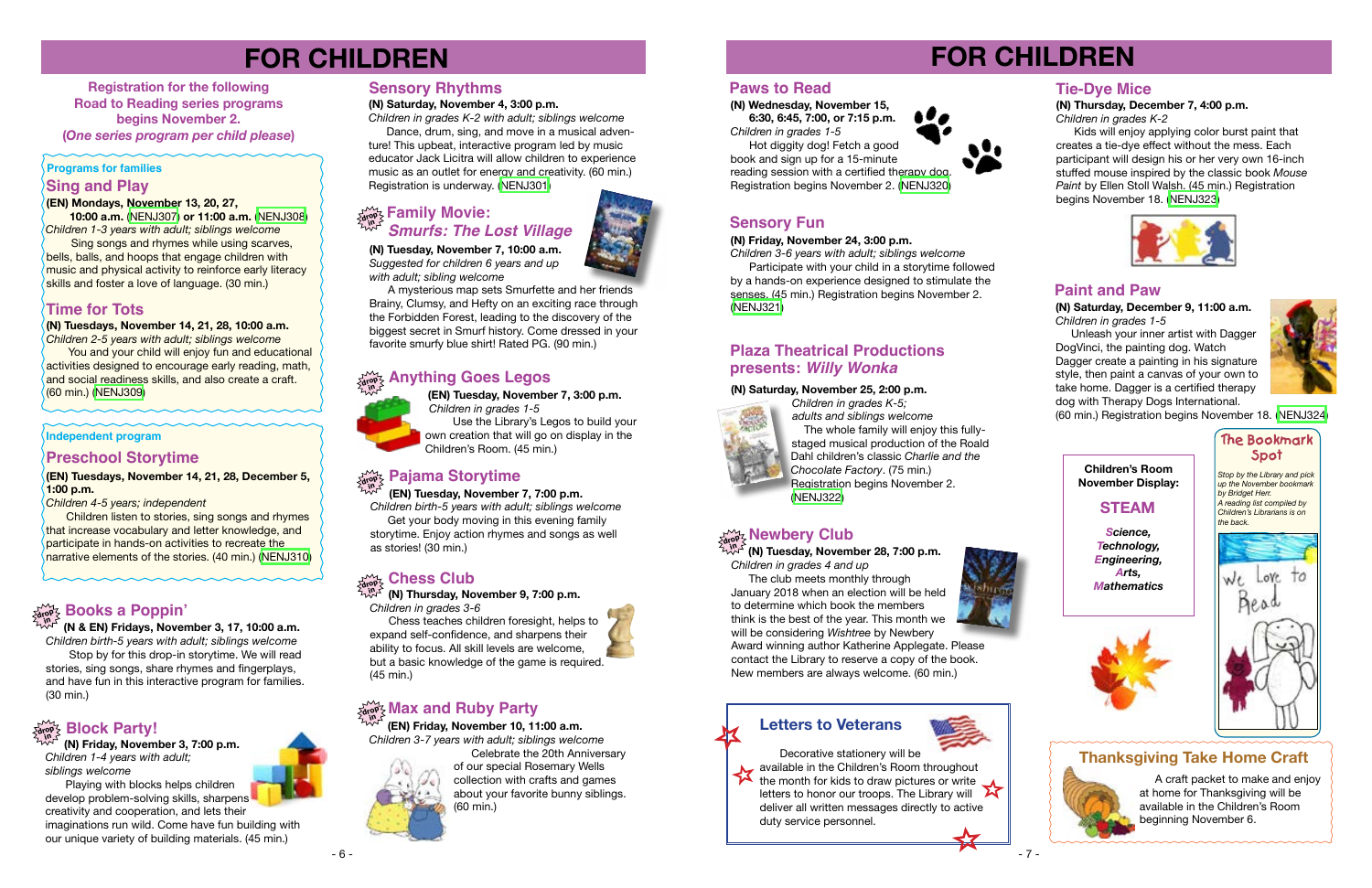# FOR CHILDREN

**Registration for the following Road to Reading series programs begins November 2. (*One series program per child please*)**

**Programs for families**

## Sing and Play

**(EN) Mondays, November 13, 20, 27, 10:00 a.m.** (NENJ307) **or 11:00 a.m.** (NENJ308)

*Children 1-3 years with adult; siblings welcome*

Sing songs and rhymes while using scarves, bells, balls, and hoops that engage children with music and physical activity to reinforce early literacy skills and foster a love of language. (30 min.)

## Time for Tots

**(N) Tuesdays, November 14, 21, 28, 10:00 a.m.**

*Children 2-5 years with adult; siblings welcome*

You and your child will enjoy fun and educational activities designed to encourage early reading, math, and social readiness skills, and also create a craft. (60 min.) (NENJ309)

**Independent program**

## Preschool Storytime

**(EN) Tuesdays, November 14, 21, 28, December 5, 1:00 p.m.**

*Children 4-5 years; independent*

Children listen to stories, sing songs and rhymes that increase vocabulary and letter knowledge, and participate in hands-on activities to recreate the narrative elements of the stories. (40 min.) (NENJ310)

## Books a Poppin'

**(N & EN) Fridays, November 3, 17, 10:00 a.m.**

*Children birth-5 years with adult; siblings welcome*

Stop by for this drop-in storytime. We will read stories, sing songs, share rhymes and fingerplays, and have fun in this interactive program for families. (30 min.)

## Block Party!

**(N) Friday, November 3, 7:00 p.m.**

*Children 1-4 years with adult; siblings welcome*

Playing with blocks helps children develop problem-solving skills, sharpens creativity and cooperation, and lets their imaginations run wild. Come have fun building with our unique variety of building materials. (45 min.)

## Sensory Rhythms

**(N) Saturday, November 4, 3:00 p.m.**

*Children in grades K-2 with adult; siblings welcome*

Dance, drum, sing, and move in a musical adventure! This upbeat, interactive program led by music educator Jack Licitra will allow children to experience music as an outlet for energy and creativity. (60 min.) Registration is underway. (NENJ301)

## Family Movie: *Smurfs: The Lost Village*

**(N) Tuesday, November 7, 10:00 a.m.**

*Suggested for children 6 years and up with adult; sibling welcome*

A mysterious map sets Smurfette and her friends Brainy, Clumsy, and Hefty on an exciting race through the Forbidden Forest, leading to the discovery of the biggest secret in Smurf history. Come dressed in your favorite smurfy blue shirt! Rated PG. (90 min.)

## Anything Goes Legos

**(EN) Tuesday, November 7, 3:00 p.m.**

*Children in grades 1-5*

Use the Library's Legos to build your own creation that will go on display in the Children's Room. (45 min.)

## Pajama Storytime

**(EN) Tuesday, November 7, 7:00 p.m.**

*Children birth-5 years with adult; siblings welcome*

Get your body moving in this evening family storytime. Enjoy action rhymes and songs as well as stories! (30 min.)

## Chess Club

**(N) Thursday, November 9, 7:00 p.m.**

*Children in grades 3-6*

Chess teaches children foresight, helps to expand self-confidence, and sharpens their ability to focus. All skill levels are welcome, but a basic knowledge of the game is required. (45 min.)

## Max and Ruby Party

**(EN) Friday, November 10, 11:00 a.m.**

*Children 3-7 years with adult; siblings welcome*

Celebrate the 20th Anniversary of our special Rosemary Wells collection with crafts and games about your favorite bunny siblings. (60 min.)

# FOR CHILDREN

## Paws to Read

**(N) Wednesday, November 15, 6:30, 6:45, 7:00, or 7:15 p.m.**

*Children in grades 1-5*

Hot diggity dog! Fetch a good book and sign up for a 15-minute reading session with a certified therapy dog. Registration begins November 2. (NENJ320)

## Sensory Fun

**(N) Friday, November 24, 3:00 p.m.**

*Children 3-6 years with adult; siblings welcome*

Participate with your child in a storytime followed by a hands-on experience designed to stimulate the senses. (45 min.) Registration begins November 2. (NENJ321)

## Plaza Theatrical Productions presents: *Willy Wonka*

**(N) Saturday, November 25, 2:00 p.m.**

*Children in grades K-5; adults and siblings welcome*

The whole family will enjoy this fully-staged musical production of the Roald Dahl children's classic *Charlie and the Chocolate Factory*. (75 min.) Registration begins November 2. (NENJ322)

## Newbery Club

**(N) Tuesday, November 28, 7:00 p.m.**

*Children in grades 4 and up*

The club meets monthly through January 2018 when an election will be held to determine which book the members think is the best of the year. This month we will be considering *Wishtree* by Newbery Award winning author Katherine Applegate. Please contact the Library to reserve a copy of the book. New members are always welcome. (60 min.)

## Letters to Veterans

Decorative stationery will be available in the Children's Room throughout the month for kids to draw pictures or write letters to honor our troops. The Library will deliver all written messages directly to active duty service personnel.

## Tie-Dye Mice

**(N) Thursday, December 7, 4:00 p.m.**

*Children in grades K-2*

Kids will enjoy applying color burst paint that creates a tie-dye effect without the mess. Each participant will design his or her very own 16-inch stuffed mouse inspired by the classic book *Mouse Paint* by Ellen Stoll Walsh. (45 min.) Registration begins November 18. (NENJ323)

## Paint and Paw

**(N) Saturday, December 9, 11:00 a.m.**

*Children in grades 1-5*

Unleash your inner artist with Dagger DogVinci, the painting dog. Watch Dagger create a painting in his signature style, then paint a canvas of your own to take home. Dagger is a certified therapy dog with Therapy Dogs International. (60 min.) Registration begins November 18. (NENJ324)

**Children's Room November Display:**

**STEAM**

***Science, Technology, Engineering, Arts, Mathematics***

## The Bookmark Spot

*Stop by the Library and pick up the November bookmark by Bridget Herr. A reading list compiled by Children's Librarians is on the back.*

## Thanksgiving Take Home Craft

A craft packet to make and enjoy at home for Thanksgiving will be available in the Children's Room beginning November 6.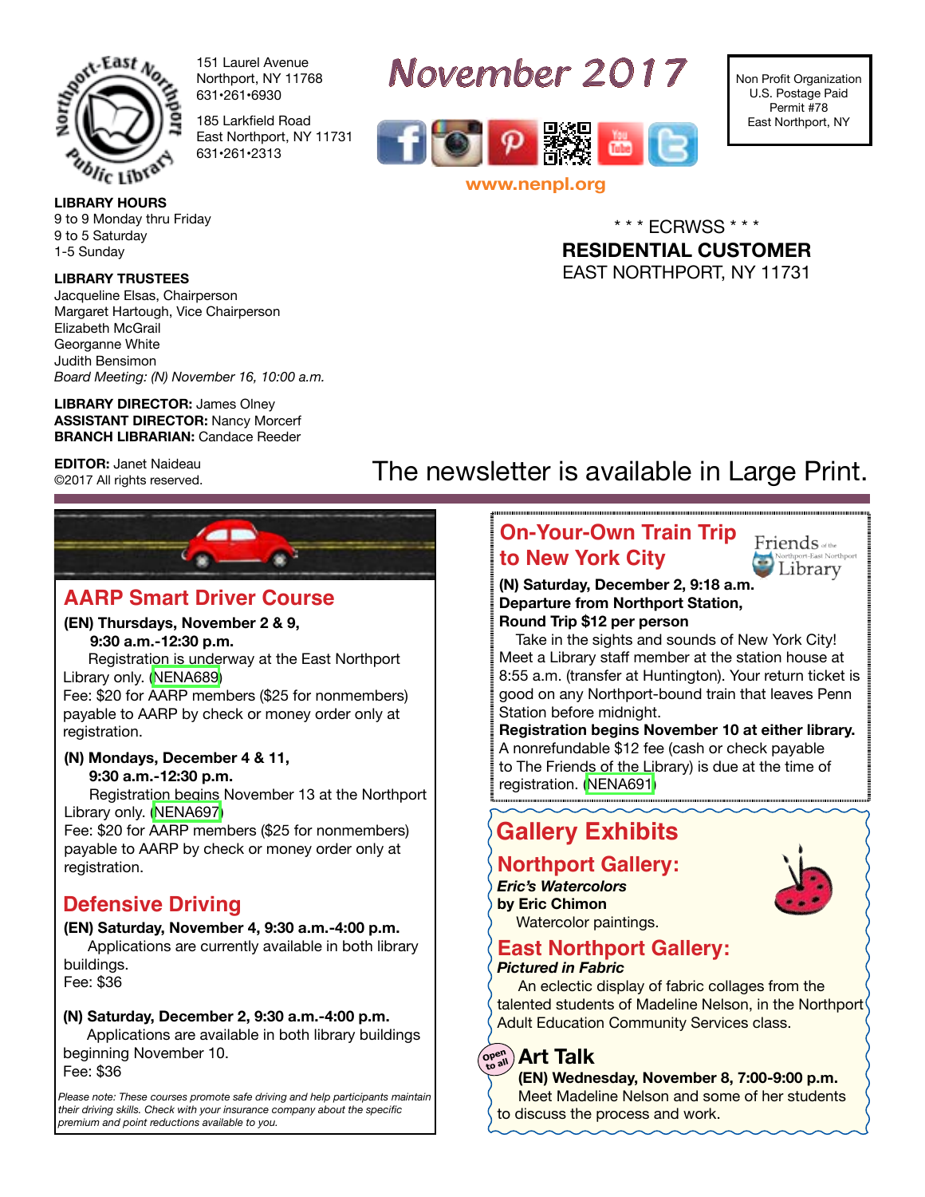151 Laurel Avenue
Northport, NY 11768
631•261•6930

185 Larkfield Road
East Northport, NY 11731
631•261•2313

# November 2017

www.nenpl.org

Non Profit Organization
U.S. Postage Paid
Permit #78
East Northport, NY

**LIBRARY HOURS**
9 to 9 Monday thru Friday
9 to 5 Saturday
1-5 Sunday

**LIBRARY TRUSTEES**
Jacqueline Elsas, Chairperson
Margaret Hartough, Vice Chairperson
Elizabeth McGrail
Georganne White
Judith Bensimon
*Board Meeting: (N) November 16, 10:00 a.m.*

**LIBRARY DIRECTOR:** James Olney
**ASSISTANT DIRECTOR:** Nancy Morcerf
**BRANCH LIBRARIAN:** Candace Reeder

**EDITOR:** Janet Naideau
©2017 All rights reserved.

\* \* \* ECRWSS \* \* \*
**RESIDENTIAL CUSTOMER**
EAST NORTHPORT, NY 11731

The newsletter is available in Large Print.

## AARP Smart Driver Course

**(EN) Thursdays, November 2 & 9, 9:30 a.m.-12:30 p.m.**

Registration is underway at the East Northport Library only. (NENA689)
Fee: $20 for AARP members ($25 for nonmembers) payable to AARP by check or money order only at registration.

**(N) Mondays, December 4 & 11, 9:30 a.m.-12:30 p.m.**

Registration begins November 13 at the Northport Library only. (NENA697)
Fee: $20 for AARP members ($25 for nonmembers) payable to AARP by check or money order only at registration.

## Defensive Driving

**(EN) Saturday, November 4, 9:30 a.m.-4:00 p.m.**

Applications are currently available in both library buildings.
Fee: $36

**(N) Saturday, December 2, 9:30 a.m.-4:00 p.m.**

Applications are available in both library buildings beginning November 10.
Fee: $36

*Please note: These courses promote safe driving and help participants maintain their driving skills. Check with your insurance company about the specific premium and point reductions available to you.*

## On-Your-Own Train Trip to New York City

Friends of the Northport-East Northport Library

**(N) Saturday, December 2, 9:18 a.m.**
**Departure from Northport Station,**
**Round Trip $12 per person**

Take in the sights and sounds of New York City! Meet a Library staff member at the station house at 8:55 a.m. (transfer at Huntington). Your return ticket is good on any Northport-bound train that leaves Penn Station before midnight.
**Registration begins November 10 at either library.** A nonrefundable $12 fee (cash or check payable to The Friends of the Library) is due at the time of registration. (NENA691)

## Gallery Exhibits

### Northport Gallery:

***Eric's Watercolors***
**by Eric Chimon**

Watercolor paintings.

### East Northport Gallery:

***Pictured in Fabric***

An eclectic display of fabric collages from the talented students of Madeline Nelson, in the Northport Adult Education Community Services class.

### Art Talk

Open to all

**(EN) Wednesday, November 8, 7:00-9:00 p.m.**

Meet Madeline Nelson and some of her students to discuss the process and work.